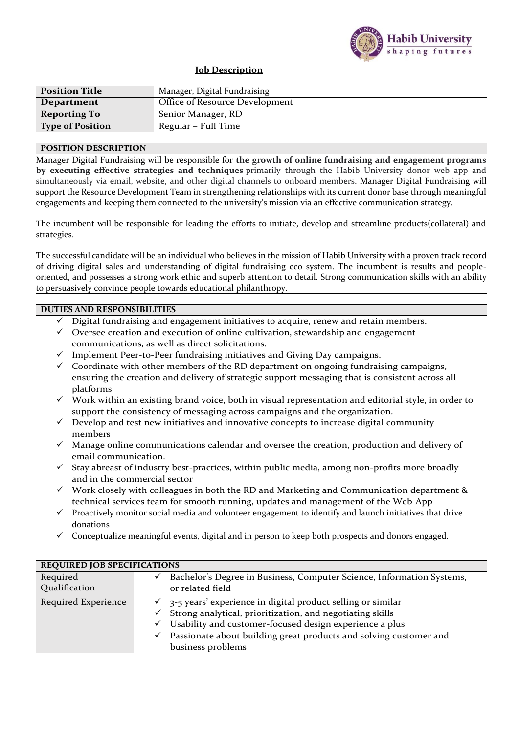# Job Description

| Position Title | Manager, Digital Fundraising |
|---|---|
| Department | Office of Resource Development |
| Reporting To | Senior Manager, RD |
| Type of Position | Regular – Full Time |

## POSITION DESCRIPTION

Manager Digital Fundraising will be responsible for **the growth of online fundraising and engagement programs by executing effective strategies and techniques** primarily through the Habib University donor web app and simultaneously via email, website, and other digital channels to onboard members. Manager Digital Fundraising will support the Resource Development Team in strengthening relationships with its current donor base through meaningful engagements and keeping them connected to the university's mission via an effective communication strategy.

The incumbent will be responsible for leading the efforts to initiate, develop and streamline products(collateral) and strategies.

The successful candidate will be an individual who believes in the mission of Habib University with a proven track record of driving digital sales and understanding of digital fundraising eco system. The incumbent is results and people-oriented, and possesses a strong work ethic and superb attention to detail. Strong communication skills with an ability to persuasively convince people towards educational philanthropy.

## DUTIES AND RESPONSIBILITIES

- ✓ Digital fundraising and engagement initiatives to acquire, renew and retain members.
- ✓ Oversee creation and execution of online cultivation, stewardship and engagement communications, as well as direct solicitations.
- ✓ Implement Peer-to-Peer fundraising initiatives and Giving Day campaigns.
- ✓ Coordinate with other members of the RD department on ongoing fundraising campaigns, ensuring the creation and delivery of strategic support messaging that is consistent across all platforms
- ✓ Work within an existing brand voice, both in visual representation and editorial style, in order to support the consistency of messaging across campaigns and the organization.
- ✓ Develop and test new initiatives and innovative concepts to increase digital community members
- ✓ Manage online communications calendar and oversee the creation, production and delivery of email communication.
- ✓ Stay abreast of industry best-practices, within public media, among non-profits more broadly and in the commercial sector
- ✓ Work closely with colleagues in both the RD and Marketing and Communication department & technical services team for smooth running, updates and management of the Web App
- ✓ Proactively monitor social media and volunteer engagement to identify and launch initiatives that drive donations
- ✓ Conceptualize meaningful events, digital and in person to keep both prospects and donors engaged.

## REQUIRED JOB SPECIFICATIONS

| Required Qualification | ✓ Bachelor's Degree in Business, Computer Science, Information Systems, or related field |
|---|---|
| Required Experience | ✓ 3-5 years' experience in digital product selling or similar<br>✓ Strong analytical, prioritization, and negotiating skills<br>✓ Usability and customer-focused design experience a plus<br>✓ Passionate about building great products and solving customer and business problems |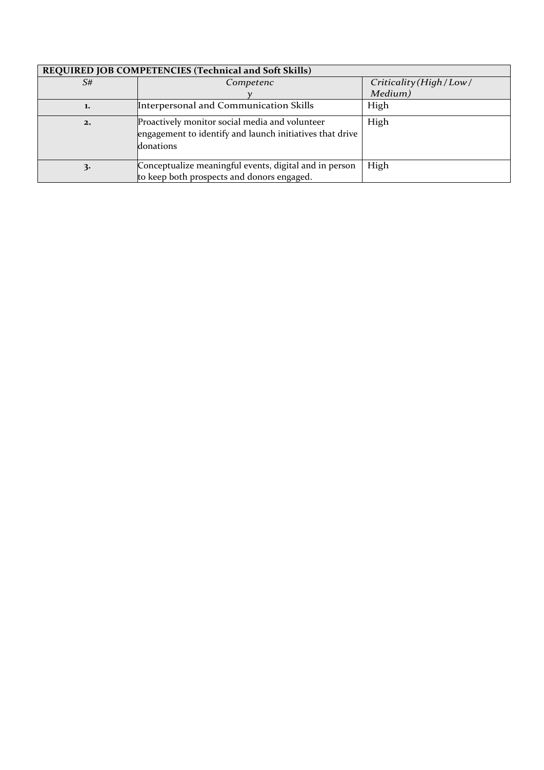| REQUIRED JOB COMPETENCIES (Technical and Soft Skills) | | |
|---|---|---|
| *S#* | *Competency* | *Criticality (High / Low / Medium)* |
| **1.** | Interpersonal and Communication Skills | High |
| **2.** | Proactively monitor social media and volunteer engagement to identify and launch initiatives that drive donations | High |
| **3.** | Conceptualize meaningful events, digital and in person to keep both prospects and donors engaged. | High |